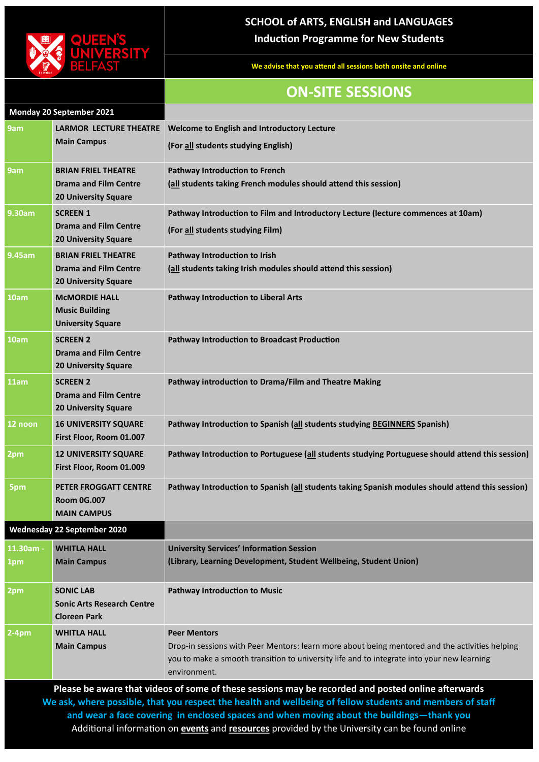QUEEN'S UNIVERSITY BELFAST

# SCHOOL of ARTS, ENGLISH and LANGUAGES

## Induction Programme for New Students

**We advise that you attend all sessions both onsite and online**

## ON-SITE SESSIONS

| Time | Location | Session |
|---|---|---|
| **Monday 20 September 2021** | | |
| 9am | **LARMOR LECTURE THEATRE** Main Campus | **Welcome to English and Introductory Lecture** (For **all** students studying English) |
| 9am | **BRIAN FRIEL THEATRE** Drama and Film Centre 20 University Square | **Pathway Introduction to French** (**all** students taking French modules should attend this session) |
| 9.30am | **SCREEN 1** Drama and Film Centre 20 University Square | **Pathway Introduction to Film and Introductory Lecture (lecture commences at 10am)** (For **all** students studying Film) |
| 9.45am | **BRIAN FRIEL THEATRE** Drama and Film Centre 20 University Square | **Pathway Introduction to Irish** (**all** students taking Irish modules should attend this session) |
| 10am | **McMORDIE HALL** Music Building University Square | **Pathway Introduction to Liberal Arts** |
| 10am | **SCREEN 2** Drama and Film Centre 20 University Square | **Pathway Introduction to Broadcast Production** |
| 11am | **SCREEN 2** Drama and Film Centre 20 University Square | **Pathway introduction to Drama/Film and Theatre Making** |
| 12 noon | **16 UNIVERSITY SQUARE** First Floor, Room 01.007 | **Pathway Introduction to Spanish** (**all** students studying **BEGINNERS** Spanish) |
| 2pm | **12 UNIVERSITY SQUARE** First Floor, Room 01.009 | **Pathway Introduction to Portuguese** (**all** students studying Portuguese should attend this session) |
| 5pm | **PETER FROGGATT CENTRE** Room 0G.007 MAIN CAMPUS | **Pathway Introduction to Spanish** (**all** students taking Spanish modules should attend this session) |
| **Wednesday 22 September 2020** | | |
| 11.30am - 1pm | **WHITLA HALL** Main Campus | **University Services' Information Session** (Library, Learning Development, Student Wellbeing, Student Union) |
| 2pm | **SONIC LAB** Sonic Arts Research Centre Cloreen Park | **Pathway Introduction to Music** |
| 2-4pm | **WHITLA HALL** Main Campus | **Peer Mentors** Drop-in sessions with Peer Mentors: learn more about being mentored and the activities helping you to make a smooth transition to university life and to integrate into your new learning environment. |

**Please be aware that videos of some of these sessions may be recorded and posted online afterwards**

**We ask, where possible, that you respect the health and wellbeing of fellow students and members of staff and wear a face covering in enclosed spaces and when moving about the buildings—thank you**

Additional information on **events** and **resources** provided by the University can be found online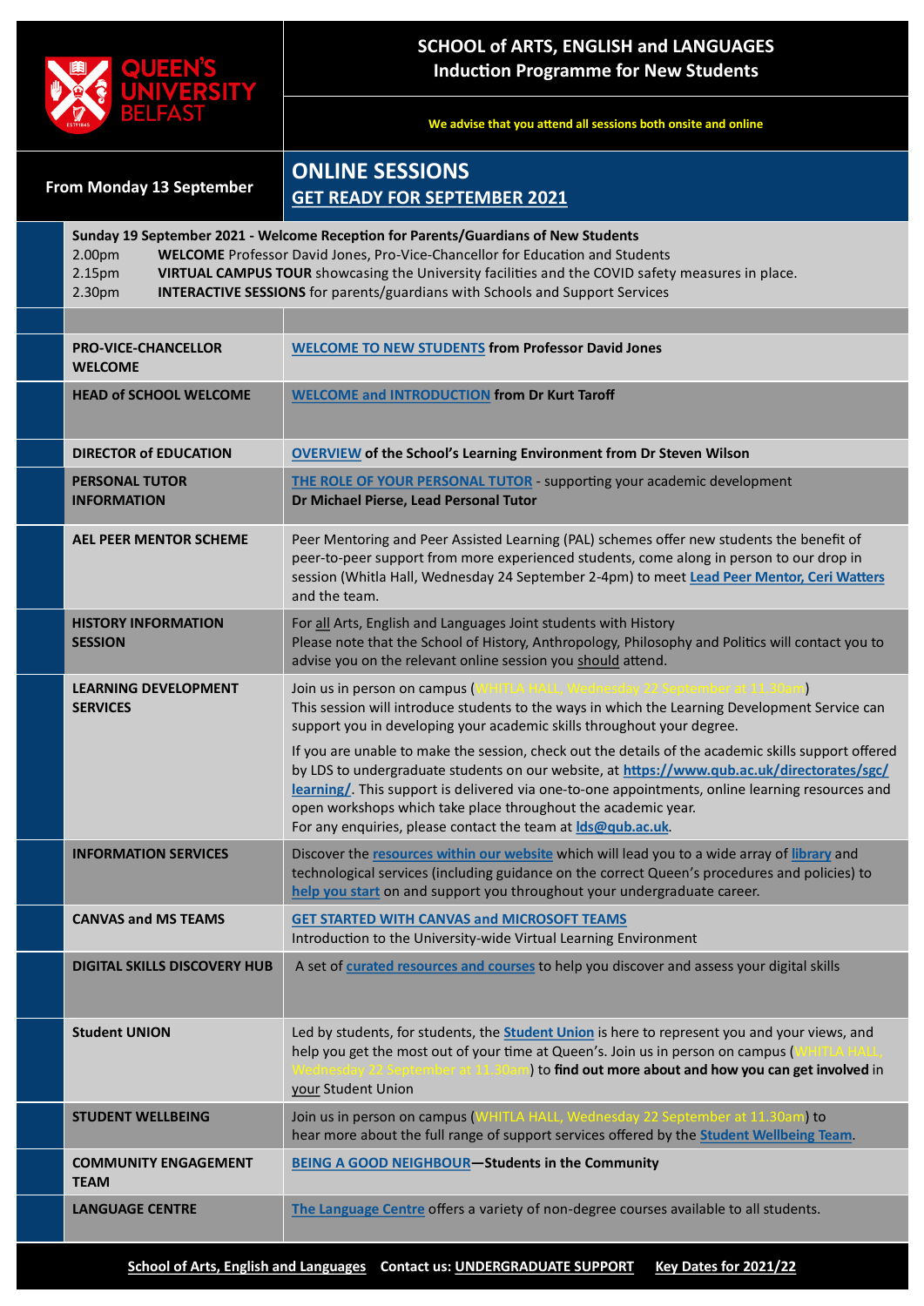# SCHOOL of ARTS, ENGLISH and LANGUAGES
## Induction Programme for New Students

**We advise that you attend all sessions both onsite and online**

**From Monday 13 September**

## ONLINE SESSIONS
## GET READY FOR SEPTEMBER 2021

**Sunday 19 September 2021 - Welcome Reception for Parents/Guardians of New Students**

2.00pm **WELCOME** Professor David Jones, Pro-Vice-Chancellor for Education and Students

2.15pm **VIRTUAL CAMPUS TOUR** showcasing the University facilities and the COVID safety measures in place.

2.30pm **INTERACTIVE SESSIONS** for parents/guardians with Schools and Support Services

| | |
|---|---|
| **PRO-VICE-CHANCELLOR WELCOME** | WELCOME TO NEW STUDENTS **from Professor David Jones** |
| **HEAD of SCHOOL WELCOME** | WELCOME and INTRODUCTION **from Dr Kurt Taroff** |
| **DIRECTOR of EDUCATION** | OVERVIEW **of the School's Learning Environment from Dr Steven Wilson** |
| **PERSONAL TUTOR INFORMATION** | THE ROLE OF YOUR PERSONAL TUTOR - supporting your academic development **Dr Michael Pierse, Lead Personal Tutor** |
| **AEL PEER MENTOR SCHEME** | Peer Mentoring and Peer Assisted Learning (PAL) schemes offer new students the benefit of peer-to-peer support from more experienced students, come along in person to our drop in session (Whitla Hall, Wednesday 24 September 2-4pm) to meet Lead Peer Mentor, Ceri Watters and the team. |
| **HISTORY INFORMATION SESSION** | For all Arts, English and Languages Joint students with History. Please note that the School of History, Anthropology, Philosophy and Politics will contact you to advise you on the relevant online session you should attend. |
| **LEARNING DEVELOPMENT SERVICES** | Join us in person on campus (WHITLA HALL, Wednesday 22 September at 11.30am) This session will introduce students to the ways in which the Learning Development Service can support you in developing your academic skills throughout your degree. If you are unable to make the session, check out the details of the academic skills support offered by LDS to undergraduate students on our website, at https://www.qub.ac.uk/directorates/sgc/learning/. This support is delivered via one-to-one appointments, online learning resources and open workshops which take place throughout the academic year. For any enquiries, please contact the team at lds@qub.ac.uk. |
| **INFORMATION SERVICES** | Discover the resources within our website which will lead you to a wide array of library and technological services (including guidance on the correct Queen's procedures and policies) to help you start on and support you throughout your undergraduate career. |
| **CANVAS and MS TEAMS** | GET STARTED WITH CANVAS and MICROSOFT TEAMS Introduction to the University-wide Virtual Learning Environment |
| **DIGITAL SKILLS DISCOVERY HUB** | A set of curated resources and courses to help you discover and assess your digital skills |
| **Student UNION** | Led by students, for students, the Student Union is here to represent you and your views, and help you get the most out of your time at Queen's. Join us in person on campus (WHITLA HALL, Wednesday 22 September at 11.30am) to **find out more about and how you can get involved** in your Student Union |
| **STUDENT WELLBEING** | Join us in person on campus (WHITLA HALL, Wednesday 22 September at 11.30am) to hear more about the full range of support services offered by the Student Wellbeing Team. |
| **COMMUNITY ENGAGEMENT TEAM** | BEING A GOOD NEIGHBOUR—**Students in the Community** |
| **LANGUAGE CENTRE** | The Language Centre offers a variety of non-degree courses available to all students. |

**School of Arts, English and Languages** **Contact us: UNDERGRADUATE SUPPORT** **Key Dates for 2021/22**